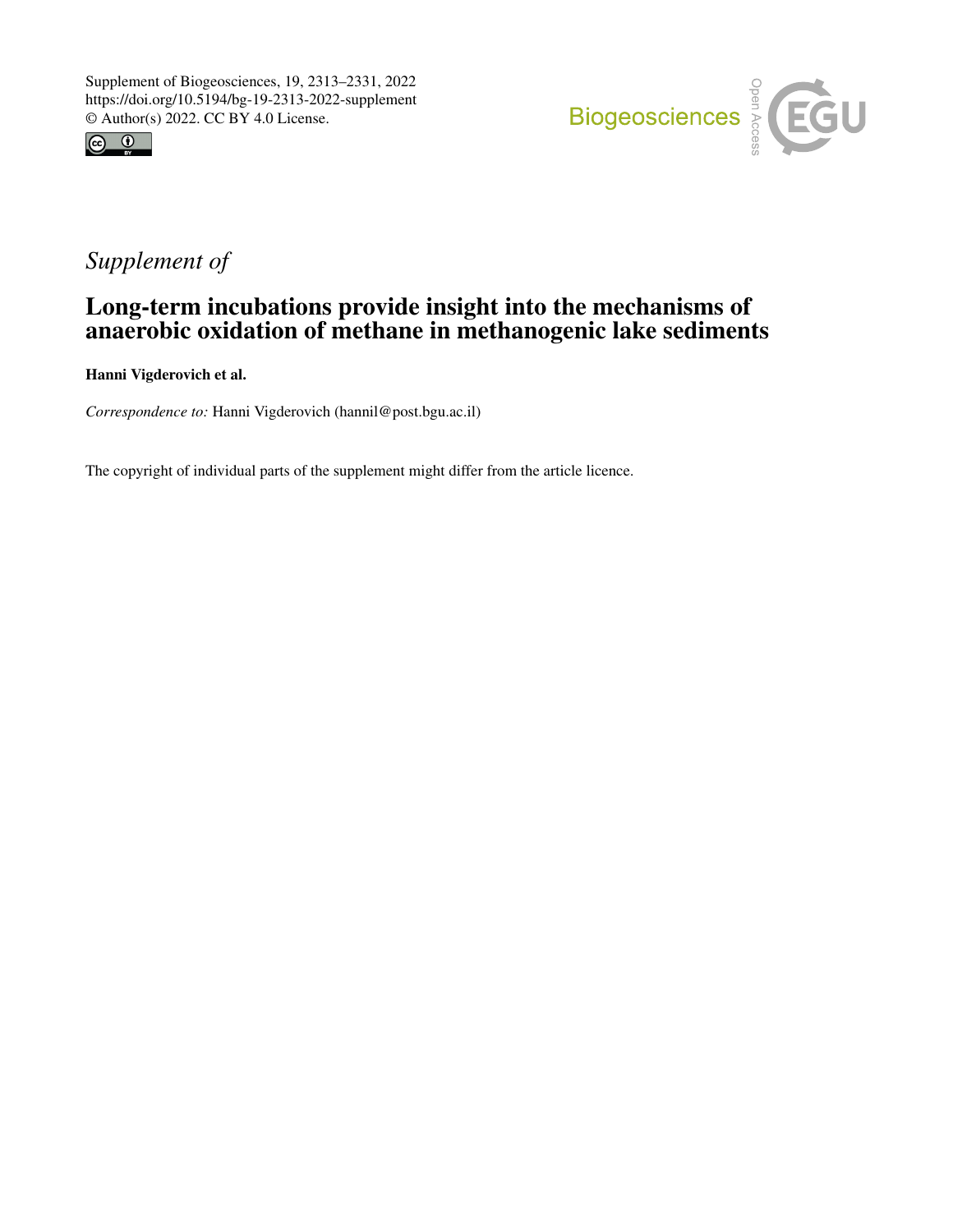Supplement of Biogeosciences, 19, 2313–2331, 2022
https://doi.org/10.5194/bg-19-2313-2022-supplement
© Author(s) 2022. CC BY 4.0 License.

*Supplement of*

# Long-term incubations provide insight into the mechanisms of anaerobic oxidation of methane in methanogenic lake sediments

**Hanni Vigderovich et al.**

*Correspondence to:* Hanni Vigderovich (hannil@post.bgu.ac.il)

The copyright of individual parts of the supplement might differ from the article licence.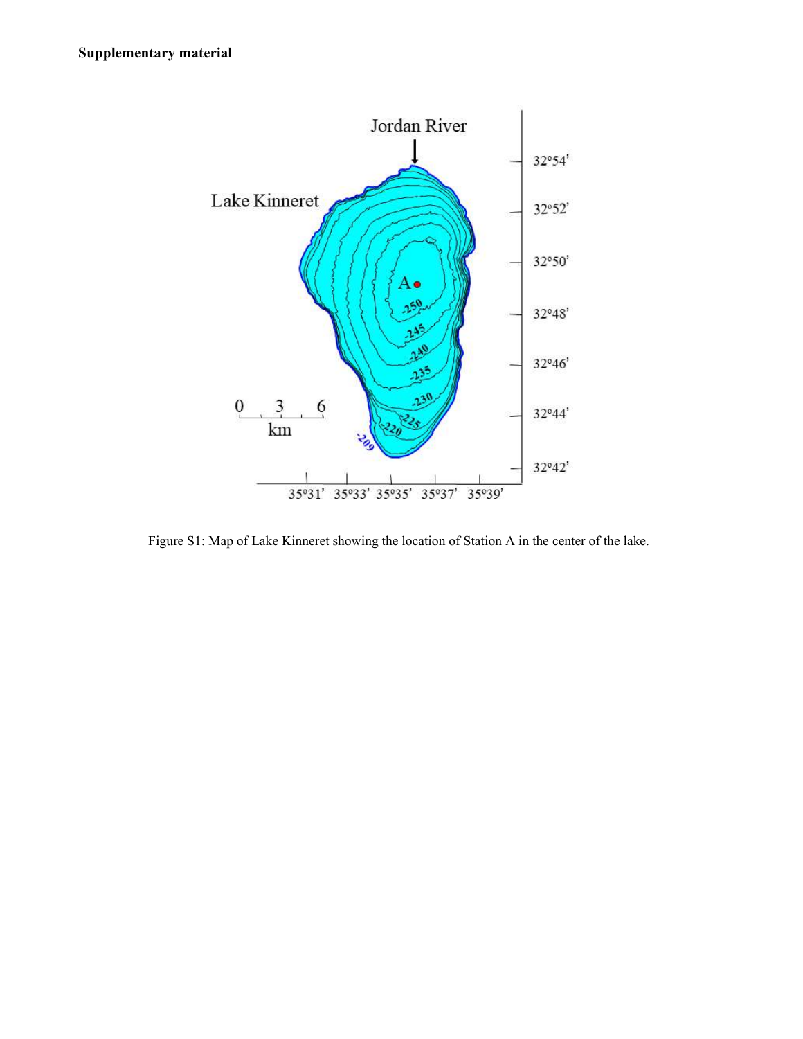**Supplementary material**

Figure S1: Map of Lake Kinneret showing the location of Station A in the center of the lake.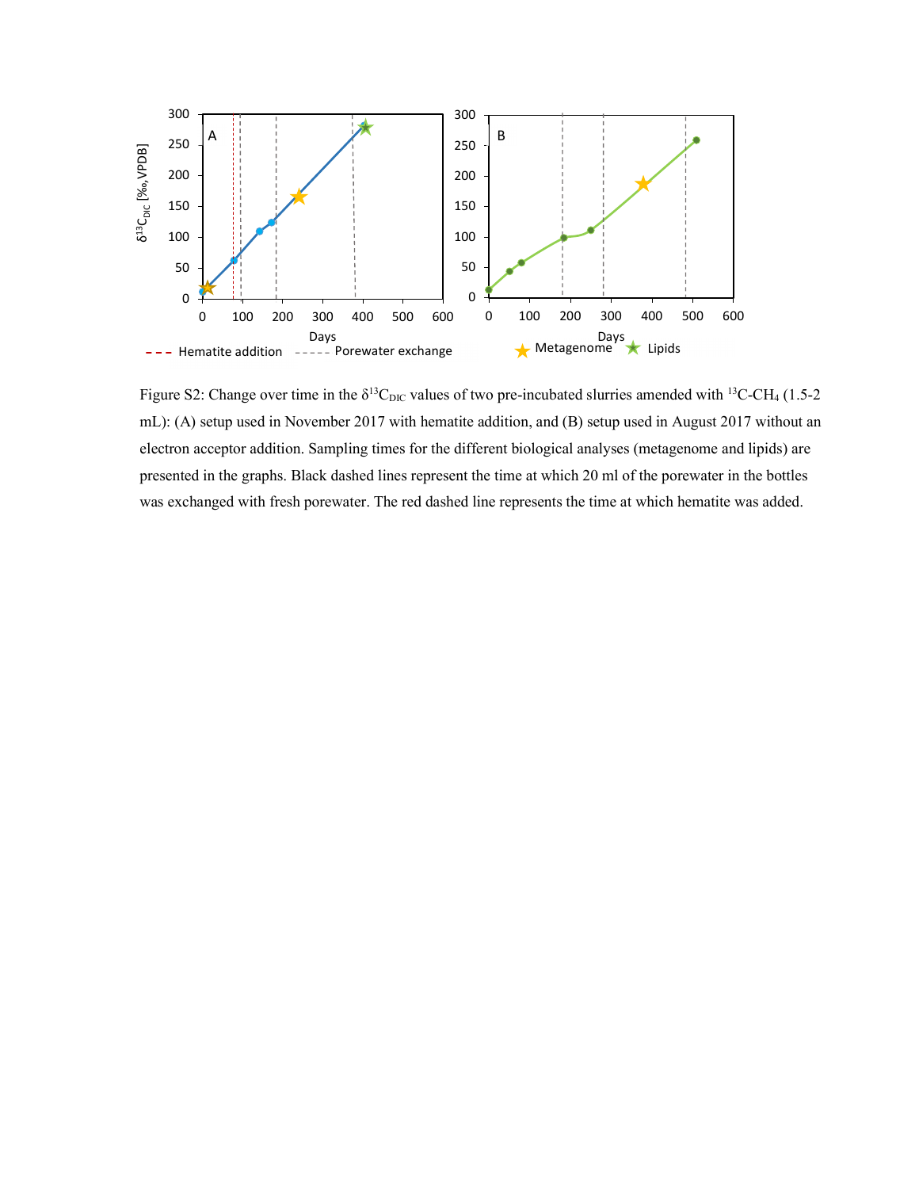Figure S2: Change over time in the $\delta^{13}C_{DIC}$ values of two pre-incubated slurries amended with $^{13}C$-$CH_4$ (1.5-2 mL): (A) setup used in November 2017 with hematite addition, and (B) setup used in August 2017 without an electron acceptor addition. Sampling times for the different biological analyses (metagenome and lipids) are presented in the graphs. Black dashed lines represent the time at which 20 ml of the porewater in the bottles was exchanged with fresh porewater. The red dashed line represents the time at which hematite was added.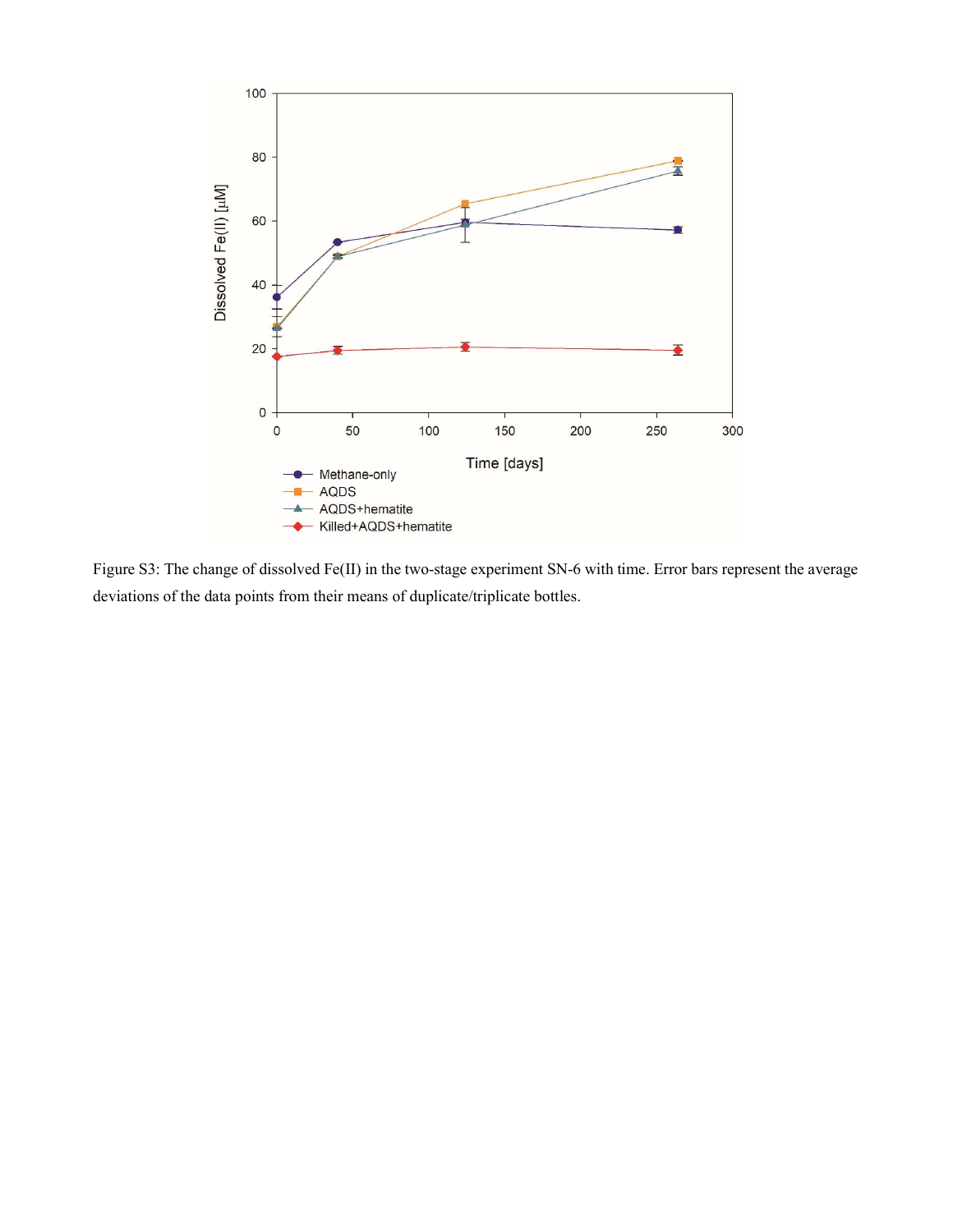Figure S3: The change of dissolved Fe(II) in the two-stage experiment SN-6 with time. Error bars represent the average deviations of the data points from their means of duplicate/triplicate bottles.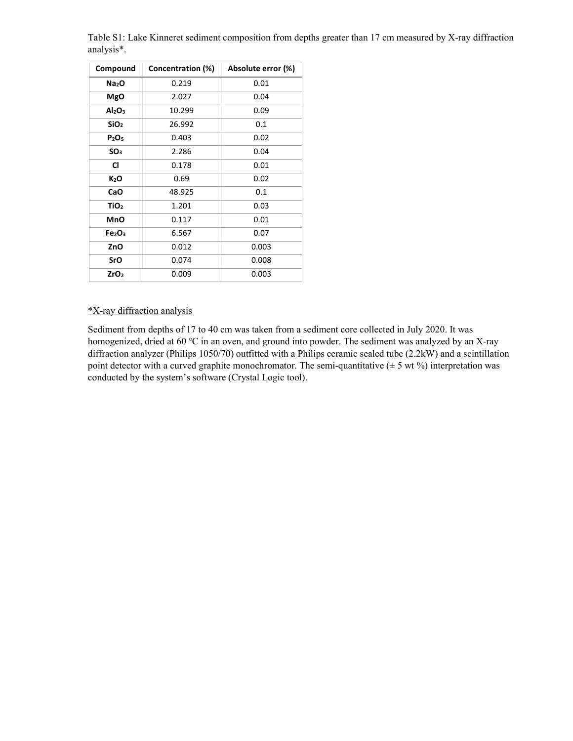Table S1: Lake Kinneret sediment composition from depths greater than 17 cm measured by X-ray diffraction analysis*.

| Compound | Concentration (%) | Absolute error (%) |
|---|---|---|
| $Na_2O$ | 0.219 | 0.01 |
| $MgO$ | 2.027 | 0.04 |
| $Al_2O_3$ | 10.299 | 0.09 |
| $SiO_2$ | 26.992 | 0.1 |
| $P_2O_5$ | 0.403 | 0.02 |
| $SO_3$ | 2.286 | 0.04 |
| $Cl$ | 0.178 | 0.01 |
| $K_2O$ | 0.69 | 0.02 |
| $CaO$ | 48.925 | 0.1 |
| $TiO_2$ | 1.201 | 0.03 |
| $MnO$ | 0.117 | 0.01 |
| $Fe_2O_3$ | 6.567 | 0.07 |
| $ZnO$ | 0.012 | 0.003 |
| $SrO$ | 0.074 | 0.008 |
| $ZrO_2$ | 0.009 | 0.003 |

*X-ray diffraction analysis

Sediment from depths of 17 to 40 cm was taken from a sediment core collected in July 2020. It was homogenized, dried at 60 °C in an oven, and ground into powder. The sediment was analyzed by an X-ray diffraction analyzer (Philips 1050/70) outfitted with a Philips ceramic sealed tube (2.2kW) and a scintillation point detector with a curved graphite monochromator. The semi-quantitative (± 5 wt %) interpretation was conducted by the system's software (Crystal Logic tool).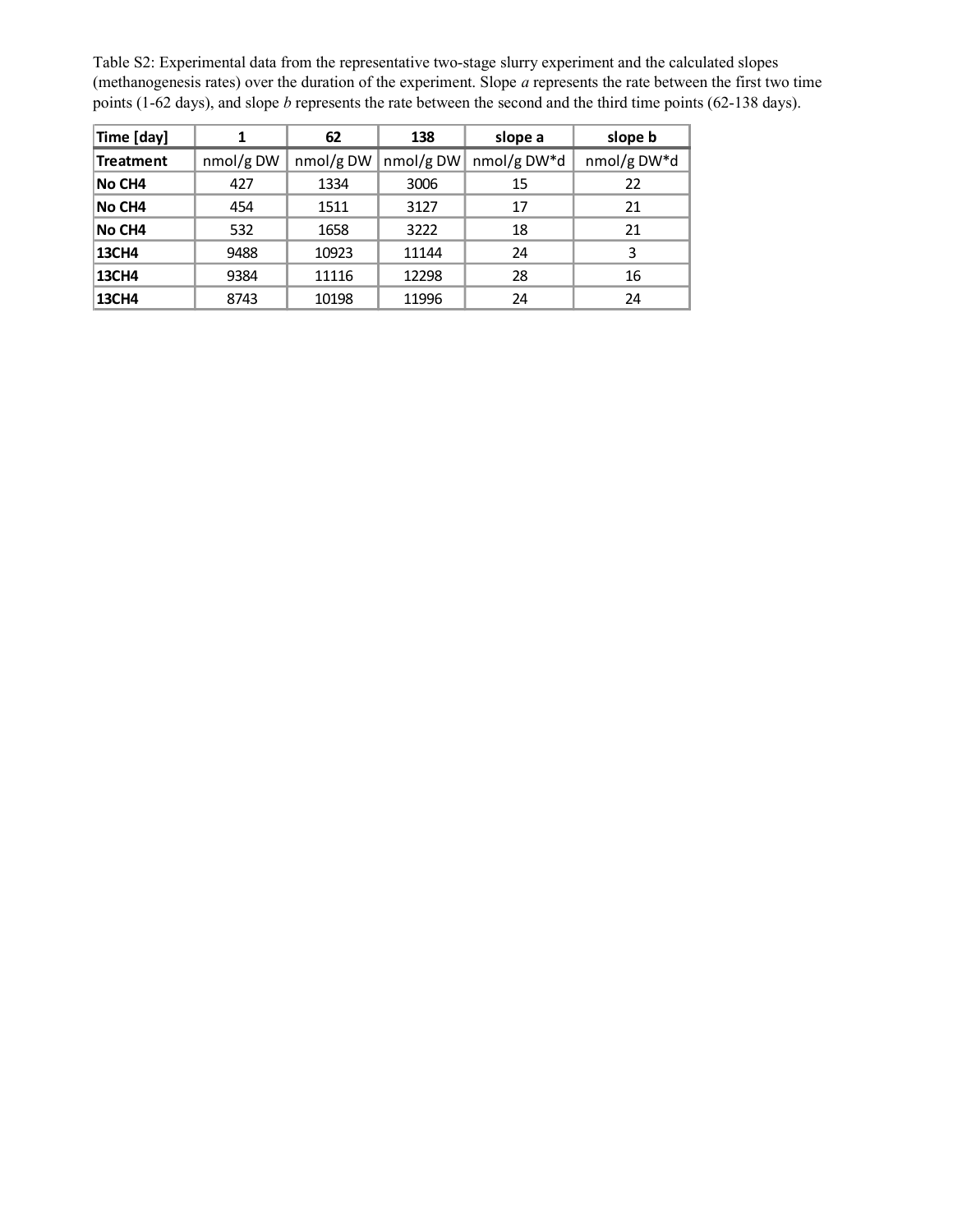Table S2: Experimental data from the representative two-stage slurry experiment and the calculated slopes (methanogenesis rates) over the duration of the experiment. Slope *a* represents the rate between the first two time points (1-62 days), and slope *b* represents the rate between the second and the third time points (62-138 days).

| **Time [day]** | **1** | **62** | **138** | **slope a** | **slope b** |
|---|---|---|---|---|---|
| **Treatment** | nmol/g DW | nmol/g DW | nmol/g DW | nmol/g DW*d | nmol/g DW*d |
| **No CH4** | 427 | 1334 | 3006 | 15 | 22 |
| **No CH4** | 454 | 1511 | 3127 | 17 | 21 |
| **No CH4** | 532 | 1658 | 3222 | 18 | 21 |
| **13CH4** | 9488 | 10923 | 11144 | 24 | 3 |
| **13CH4** | 9384 | 11116 | 12298 | 28 | 16 |
| **13CH4** | 8743 | 10198 | 11996 | 24 | 24 |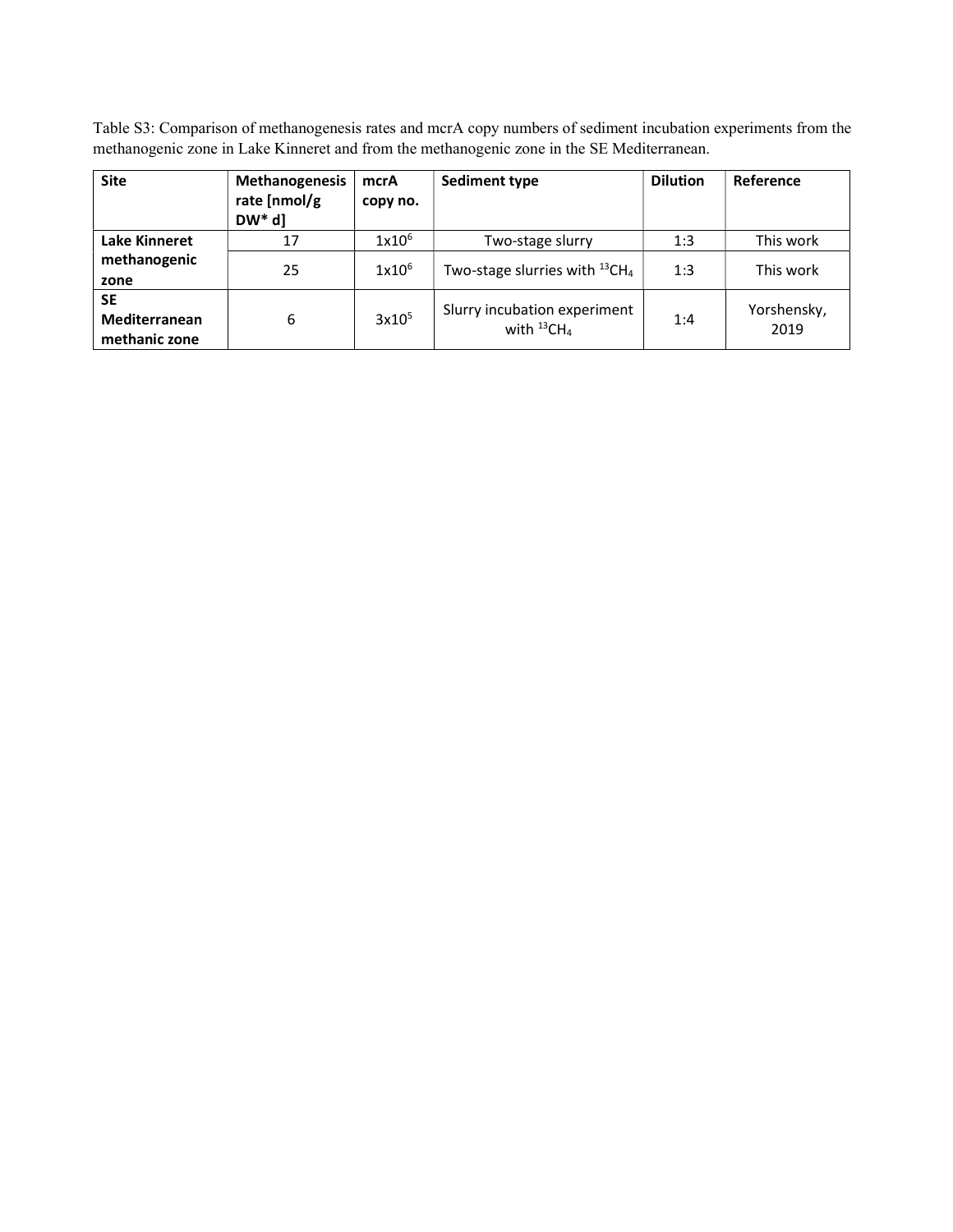Table S3: Comparison of methanogenesis rates and mcrA copy numbers of sediment incubation experiments from the methanogenic zone in Lake Kinneret and from the methanogenic zone in the SE Mediterranean.

| Site | Methanogenesis rate [nmol/g DW* d] | mcrA copy no. | Sediment type | Dilution | Reference |
|---|---|---|---|---|---|
| **Lake Kinneret methanogenic zone** | 17 | $1x10^6$ | Two-stage slurry | 1:3 | This work |
| | 25 | $1x10^6$ | Two-stage slurries with $^{13}CH_4$ | 1:3 | This work |
| **SE Mediterranean methanic zone** | 6 | $3x10^5$ | Slurry incubation experiment with $^{13}CH_4$ | 1:4 | Yorshensky, 2019 |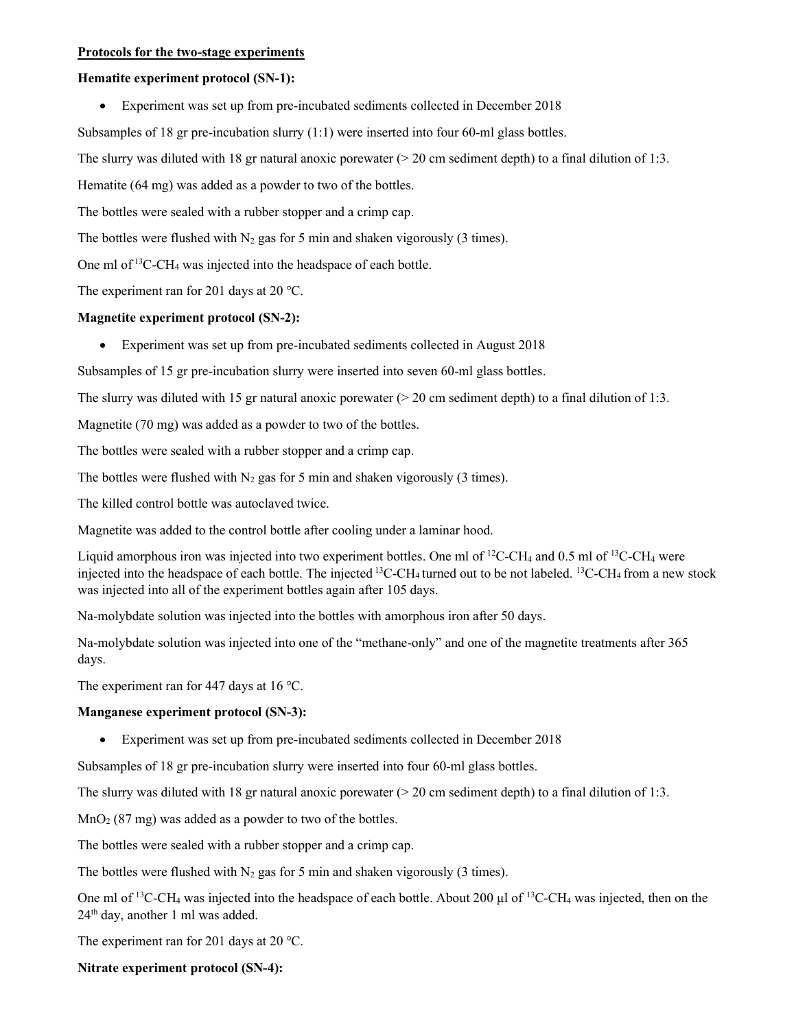## Protocols for the two-stage experiments

### Hematite experiment protocol (SN-1):

- Experiment was set up from pre-incubated sediments collected in December 2018

Subsamples of 18 gr pre-incubation slurry (1:1) were inserted into four 60-ml glass bottles.

The slurry was diluted with 18 gr natural anoxic porewater (> 20 cm sediment depth) to a final dilution of 1:3.

Hematite (64 mg) was added as a powder to two of the bottles.

The bottles were sealed with a rubber stopper and a crimp cap.

The bottles were flushed with $N_2$ gas for 5 min and shaken vigorously (3 times).

One ml of $^{13}C$-$CH_4$ was injected into the headspace of each bottle.

The experiment ran for 201 days at 20 °C.

### Magnetite experiment protocol (SN-2):

- Experiment was set up from pre-incubated sediments collected in August 2018

Subsamples of 15 gr pre-incubation slurry were inserted into seven 60-ml glass bottles.

The slurry was diluted with 15 gr natural anoxic porewater (> 20 cm sediment depth) to a final dilution of 1:3.

Magnetite (70 mg) was added as a powder to two of the bottles.

The bottles were sealed with a rubber stopper and a crimp cap.

The bottles were flushed with $N_2$ gas for 5 min and shaken vigorously (3 times).

The killed control bottle was autoclaved twice.

Magnetite was added to the control bottle after cooling under a laminar hood.

Liquid amorphous iron was injected into two experiment bottles. One ml of $^{12}C$-$CH_4$ and 0.5 ml of $^{13}C$-$CH_4$ were injected into the headspace of each bottle. The injected $^{13}C$-$CH_4$ turned out to be not labeled. $^{13}C$-$CH_4$ from a new stock was injected into all of the experiment bottles again after 105 days.

Na-molybdate solution was injected into the bottles with amorphous iron after 50 days.

Na-molybdate solution was injected into one of the "methane-only" and one of the magnetite treatments after 365 days.

The experiment ran for 447 days at 16 °C.

### Manganese experiment protocol (SN-3):

- Experiment was set up from pre-incubated sediments collected in December 2018

Subsamples of 18 gr pre-incubation slurry were inserted into four 60-ml glass bottles.

The slurry was diluted with 18 gr natural anoxic porewater (> 20 cm sediment depth) to a final dilution of 1:3.

$MnO_2$ (87 mg) was added as a powder to two of the bottles.

The bottles were sealed with a rubber stopper and a crimp cap.

The bottles were flushed with $N_2$ gas for 5 min and shaken vigorously (3 times).

One ml of $^{13}C$-$CH_4$ was injected into the headspace of each bottle. About 200 µl of $^{13}C$-$CH_4$ was injected, then on the 24th day, another 1 ml was added.

The experiment ran for 201 days at 20 °C.

### Nitrate experiment protocol (SN-4):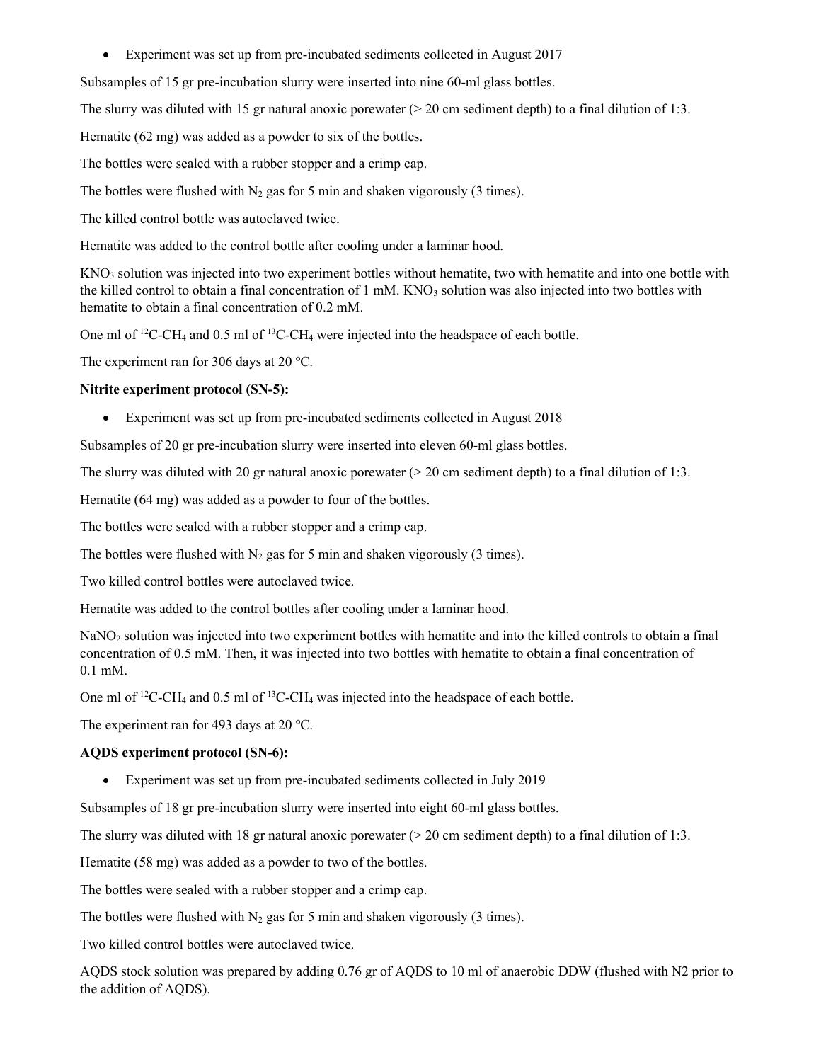- Experiment was set up from pre-incubated sediments collected in August 2017

Subsamples of 15 gr pre-incubation slurry were inserted into nine 60-ml glass bottles.

The slurry was diluted with 15 gr natural anoxic porewater (> 20 cm sediment depth) to a final dilution of 1:3.

Hematite (62 mg) was added as a powder to six of the bottles.

The bottles were sealed with a rubber stopper and a crimp cap.

The bottles were flushed with $N_2$ gas for 5 min and shaken vigorously (3 times).

The killed control bottle was autoclaved twice.

Hematite was added to the control bottle after cooling under a laminar hood.

$KNO_3$ solution was injected into two experiment bottles without hematite, two with hematite and into one bottle with the killed control to obtain a final concentration of 1 mM. $KNO_3$ solution was also injected into two bottles with hematite to obtain a final concentration of 0.2 mM.

One ml of $^{12}C$-$CH_4$ and 0.5 ml of $^{13}C$-$CH_4$ were injected into the headspace of each bottle.

The experiment ran for 306 days at 20 °C.

**Nitrite experiment protocol (SN-5):**

- Experiment was set up from pre-incubated sediments collected in August 2018

Subsamples of 20 gr pre-incubation slurry were inserted into eleven 60-ml glass bottles.

The slurry was diluted with 20 gr natural anoxic porewater (> 20 cm sediment depth) to a final dilution of 1:3.

Hematite (64 mg) was added as a powder to four of the bottles.

The bottles were sealed with a rubber stopper and a crimp cap.

The bottles were flushed with $N_2$ gas for 5 min and shaken vigorously (3 times).

Two killed control bottles were autoclaved twice.

Hematite was added to the control bottles after cooling under a laminar hood.

$NaNO_2$ solution was injected into two experiment bottles with hematite and into the killed controls to obtain a final concentration of 0.5 mM. Then, it was injected into two bottles with hematite to obtain a final concentration of 0.1 mM.

One ml of $^{12}C$-$CH_4$ and 0.5 ml of $^{13}C$-$CH_4$ was injected into the headspace of each bottle.

The experiment ran for 493 days at 20 °C.

**AQDS experiment protocol (SN-6):**

- Experiment was set up from pre-incubated sediments collected in July 2019

Subsamples of 18 gr pre-incubation slurry were inserted into eight 60-ml glass bottles.

The slurry was diluted with 18 gr natural anoxic porewater (> 20 cm sediment depth) to a final dilution of 1:3.

Hematite (58 mg) was added as a powder to two of the bottles.

The bottles were sealed with a rubber stopper and a crimp cap.

The bottles were flushed with $N_2$ gas for 5 min and shaken vigorously (3 times).

Two killed control bottles were autoclaved twice.

AQDS stock solution was prepared by adding 0.76 gr of AQDS to 10 ml of anaerobic DDW (flushed with N2 prior to the addition of AQDS).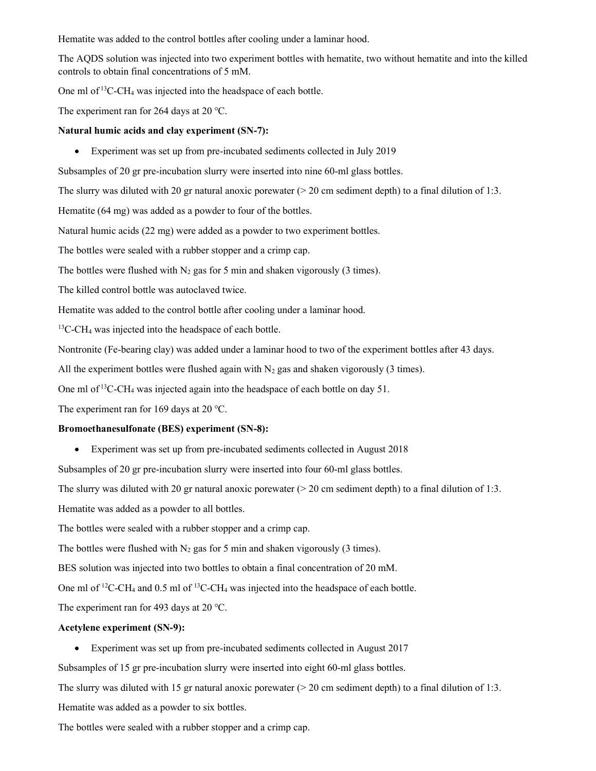Hematite was added to the control bottles after cooling under a laminar hood.

The AQDS solution was injected into two experiment bottles with hematite, two without hematite and into the killed controls to obtain final concentrations of 5 mM.

One ml of $^{13}C$-$CH_4$ was injected into the headspace of each bottle.

The experiment ran for 264 days at 20 °C.

**Natural humic acids and clay experiment (SN-7):**

- Experiment was set up from pre-incubated sediments collected in July 2019

Subsamples of 20 gr pre-incubation slurry were inserted into nine 60-ml glass bottles.

The slurry was diluted with 20 gr natural anoxic porewater (> 20 cm sediment depth) to a final dilution of 1:3.

Hematite (64 mg) was added as a powder to four of the bottles.

Natural humic acids (22 mg) were added as a powder to two experiment bottles.

The bottles were sealed with a rubber stopper and a crimp cap.

The bottles were flushed with $N_2$ gas for 5 min and shaken vigorously (3 times).

The killed control bottle was autoclaved twice.

Hematite was added to the control bottle after cooling under a laminar hood.

$^{13}C$-$CH_4$ was injected into the headspace of each bottle.

Nontronite (Fe-bearing clay) was added under a laminar hood to two of the experiment bottles after 43 days.

All the experiment bottles were flushed again with $N_2$ gas and shaken vigorously (3 times).

One ml of $^{13}C$-$CH_4$ was injected again into the headspace of each bottle on day 51.

The experiment ran for 169 days at 20 °C.

**Bromoethanesulfonate (BES) experiment (SN-8):**

- Experiment was set up from pre-incubated sediments collected in August 2018

Subsamples of 20 gr pre-incubation slurry were inserted into four 60-ml glass bottles.

The slurry was diluted with 20 gr natural anoxic porewater (> 20 cm sediment depth) to a final dilution of 1:3.

Hematite was added as a powder to all bottles.

The bottles were sealed with a rubber stopper and a crimp cap.

The bottles were flushed with $N_2$ gas for 5 min and shaken vigorously (3 times).

BES solution was injected into two bottles to obtain a final concentration of 20 mM.

One ml of $^{12}C$-$CH_4$ and 0.5 ml of $^{13}C$-$CH_4$ was injected into the headspace of each bottle.

The experiment ran for 493 days at 20 °C.

**Acetylene experiment (SN-9):**

- Experiment was set up from pre-incubated sediments collected in August 2017

Subsamples of 15 gr pre-incubation slurry were inserted into eight 60-ml glass bottles.

The slurry was diluted with 15 gr natural anoxic porewater (> 20 cm sediment depth) to a final dilution of 1:3.

Hematite was added as a powder to six bottles.

The bottles were sealed with a rubber stopper and a crimp cap.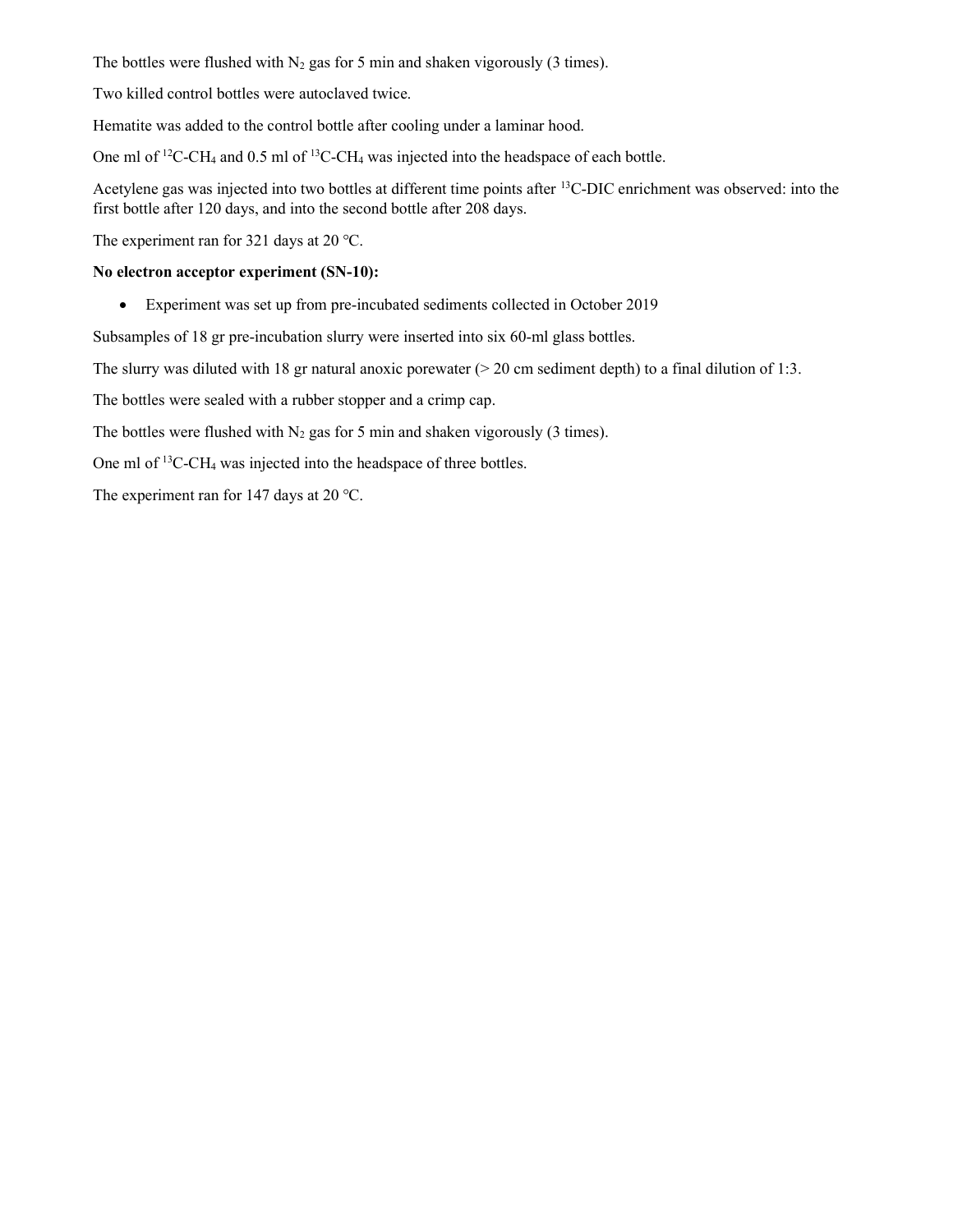The bottles were flushed with $N_2$ gas for 5 min and shaken vigorously (3 times).

Two killed control bottles were autoclaved twice.

Hematite was added to the control bottle after cooling under a laminar hood.

One ml of $^{12}C$-$CH_4$ and 0.5 ml of $^{13}C$-$CH_4$ was injected into the headspace of each bottle.

Acetylene gas was injected into two bottles at different time points after $^{13}C$-DIC enrichment was observed: into the first bottle after 120 days, and into the second bottle after 208 days.

The experiment ran for 321 days at 20 °C.

**No electron acceptor experiment (SN-10):**

- Experiment was set up from pre-incubated sediments collected in October 2019

Subsamples of 18 gr pre-incubation slurry were inserted into six 60-ml glass bottles.

The slurry was diluted with 18 gr natural anoxic porewater (> 20 cm sediment depth) to a final dilution of 1:3.

The bottles were sealed with a rubber stopper and a crimp cap.

The bottles were flushed with $N_2$ gas for 5 min and shaken vigorously (3 times).

One ml of $^{13}C$-$CH_4$ was injected into the headspace of three bottles.

The experiment ran for 147 days at 20 °C.